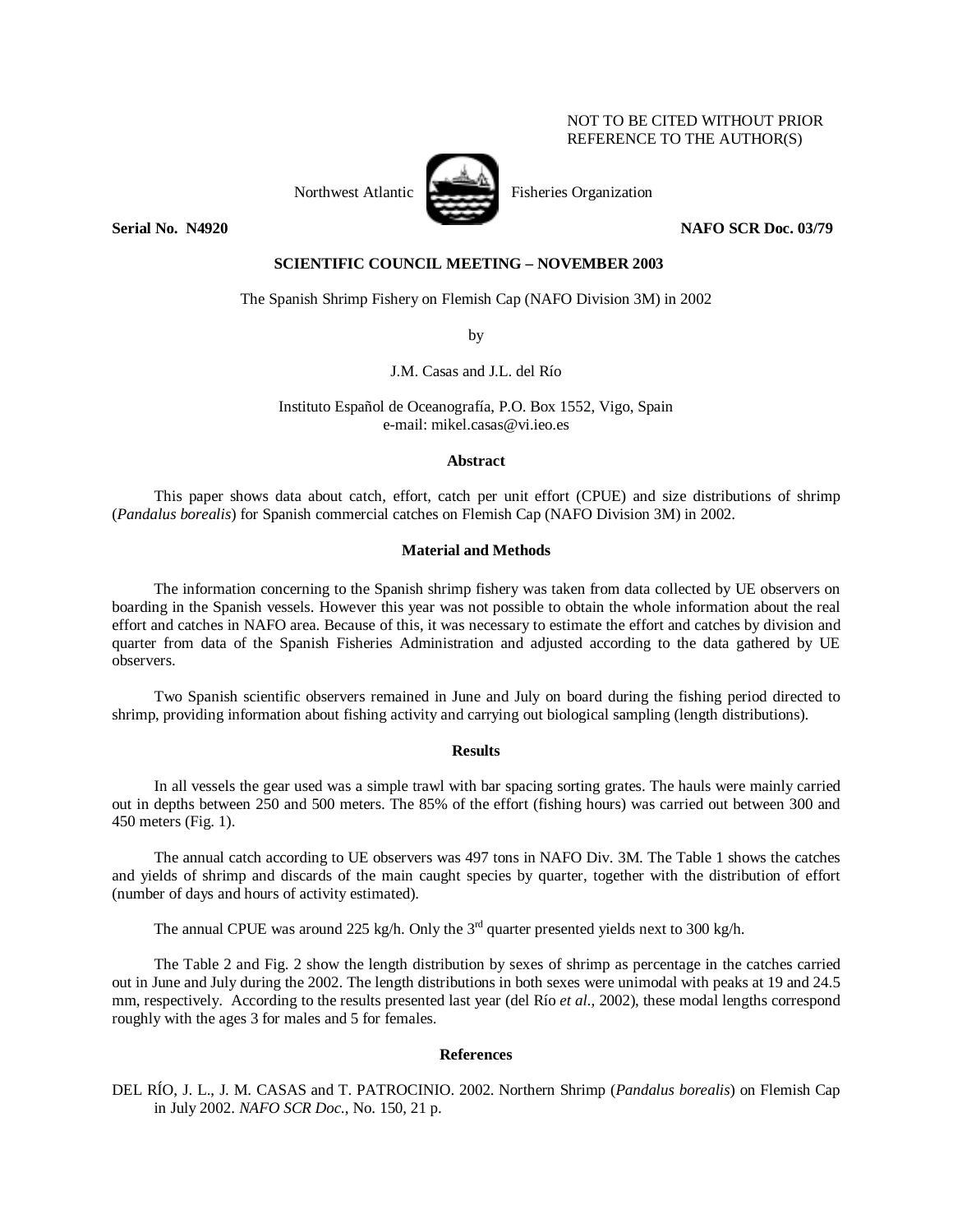NOT TO BE CITED WITHOUT PRIOR REFERENCE TO THE AUTHOR(S)

Northwest Atlantic Fisheries Organization

**Serial No. N4920** **NAFO SCR Doc. 03/79**

**SCIENTIFIC COUNCIL MEETING – NOVEMBER 2003**

The Spanish Shrimp Fishery on Flemish Cap (NAFO Division 3M) in 2002

by

J.M. Casas and J.L. del Río

Instituto Español de Oceanografía, P.O. Box 1552, Vigo, Spain
e-mail: mikel.casas@vi.ieo.es

### Abstract

This paper shows data about catch, effort, catch per unit effort (CPUE) and size distributions of shrimp (*Pandalus borealis*) for Spanish commercial catches on Flemish Cap (NAFO Division 3M) in 2002.

### Material and Methods

The information concerning to the Spanish shrimp fishery was taken from data collected by UE observers on boarding in the Spanish vessels. However this year was not possible to obtain the whole information about the real effort and catches in NAFO area. Because of this, it was necessary to estimate the effort and catches by division and quarter from data of the Spanish Fisheries Administration and adjusted according to the data gathered by UE observers.

Two Spanish scientific observers remained in June and July on board during the fishing period directed to shrimp, providing information about fishing activity and carrying out biological sampling (length distributions).

### Results

In all vessels the gear used was a simple trawl with bar spacing sorting grates. The hauls were mainly carried out in depths between 250 and 500 meters. The 85% of the effort (fishing hours) was carried out between 300 and 450 meters (Fig. 1).

The annual catch according to UE observers was 497 tons in NAFO Div. 3M. The Table 1 shows the catches and yields of shrimp and discards of the main caught species by quarter, together with the distribution of effort (number of days and hours of activity estimated).

The annual CPUE was around 225 kg/h. Only the 3rd quarter presented yields next to 300 kg/h.

The Table 2 and Fig. 2 show the length distribution by sexes of shrimp as percentage in the catches carried out in June and July during the 2002. The length distributions in both sexes were unimodal with peaks at 19 and 24.5 mm, respectively. According to the results presented last year (del Río *et al*., 2002), these modal lengths correspond roughly with the ages 3 for males and 5 for females.

### References

DEL RÍO, J. L., J. M. CASAS and T. PATROCINIO. 2002. Northern Shrimp (*Pandalus borealis*) on Flemish Cap in July 2002. *NAFO SCR Doc.*, No. 150, 21 p.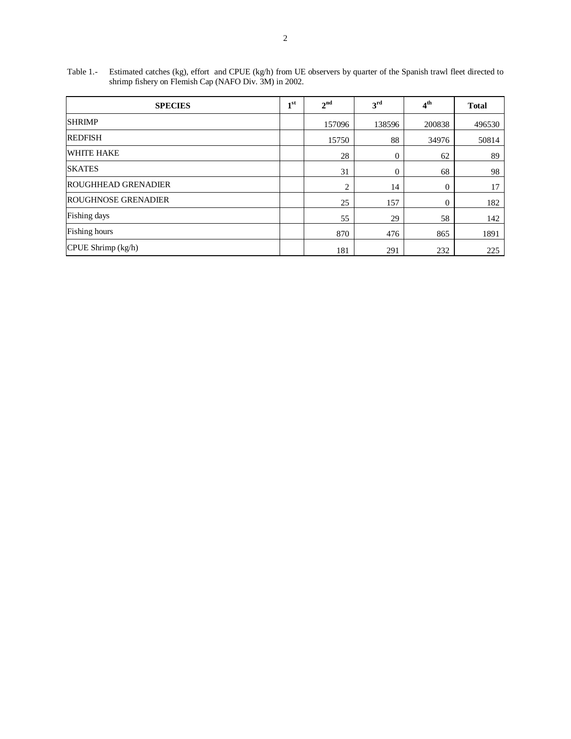Table 1.- Estimated catches (kg), effort and CPUE (kg/h) from UE observers by quarter of the Spanish trawl fleet directed to shrimp fishery on Flemish Cap (NAFO Div. 3M) in 2002.

| SPECIES | 1st | 2nd | 3rd | 4th | Total |
|---|---|---|---|---|---|
| SHRIMP | | 157096 | 138596 | 200838 | 496530 |
| REDFISH | | 15750 | 88 | 34976 | 50814 |
| WHITE HAKE | | 28 | 0 | 62 | 89 |
| SKATES | | 31 | 0 | 68 | 98 |
| ROUGHHEAD GRENADIER | | 2 | 14 | 0 | 17 |
| ROUGHNOSE GRENADIER | | 25 | 157 | 0 | 182 |
| Fishing days | | 55 | 29 | 58 | 142 |
| Fishing hours | | 870 | 476 | 865 | 1891 |
| CPUE Shrimp (kg/h) | | 181 | 291 | 232 | 225 |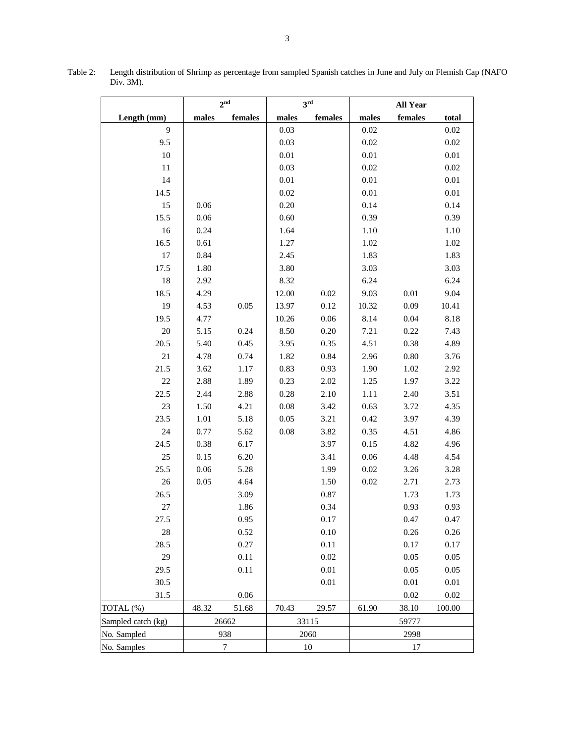Table 2: Length distribution of Shrimp as percentage from sampled Spanish catches in June and July on Flemish Cap (NAFO Div. 3M).

| | 2nd | | 3rd | | All Year | | |
|---|---|---|---|---|---|---|---|
| Length (mm) | males | females | males | females | males | females | total |
| 9 | | | 0.03 | | 0.02 | | 0.02 |
| 9.5 | | | 0.03 | | 0.02 | | 0.02 |
| 10 | | | 0.01 | | 0.01 | | 0.01 |
| 11 | | | 0.03 | | 0.02 | | 0.02 |
| 14 | | | 0.01 | | 0.01 | | 0.01 |
| 14.5 | | | 0.02 | | 0.01 | | 0.01 |
| 15 | 0.06 | | 0.20 | | 0.14 | | 0.14 |
| 15.5 | 0.06 | | 0.60 | | 0.39 | | 0.39 |
| 16 | 0.24 | | 1.64 | | 1.10 | | 1.10 |
| 16.5 | 0.61 | | 1.27 | | 1.02 | | 1.02 |
| 17 | 0.84 | | 2.45 | | 1.83 | | 1.83 |
| 17.5 | 1.80 | | 3.80 | | 3.03 | | 3.03 |
| 18 | 2.92 | | 8.32 | | 6.24 | | 6.24 |
| 18.5 | 4.29 | | 12.00 | 0.02 | 9.03 | 0.01 | 9.04 |
| 19 | 4.53 | 0.05 | 13.97 | 0.12 | 10.32 | 0.09 | 10.41 |
| 19.5 | 4.77 | | 10.26 | 0.06 | 8.14 | 0.04 | 8.18 |
| 20 | 5.15 | 0.24 | 8.50 | 0.20 | 7.21 | 0.22 | 7.43 |
| 20.5 | 5.40 | 0.45 | 3.95 | 0.35 | 4.51 | 0.38 | 4.89 |
| 21 | 4.78 | 0.74 | 1.82 | 0.84 | 2.96 | 0.80 | 3.76 |
| 21.5 | 3.62 | 1.17 | 0.83 | 0.93 | 1.90 | 1.02 | 2.92 |
| 22 | 2.88 | 1.89 | 0.23 | 2.02 | 1.25 | 1.97 | 3.22 |
| 22.5 | 2.44 | 2.88 | 0.28 | 2.10 | 1.11 | 2.40 | 3.51 |
| 23 | 1.50 | 4.21 | 0.08 | 3.42 | 0.63 | 3.72 | 4.35 |
| 23.5 | 1.01 | 5.18 | 0.05 | 3.21 | 0.42 | 3.97 | 4.39 |
| 24 | 0.77 | 5.62 | 0.08 | 3.82 | 0.35 | 4.51 | 4.86 |
| 24.5 | 0.38 | 6.17 | | 3.97 | 0.15 | 4.82 | 4.96 |
| 25 | 0.15 | 6.20 | | 3.41 | 0.06 | 4.48 | 4.54 |
| 25.5 | 0.06 | 5.28 | | 1.99 | 0.02 | 3.26 | 3.28 |
| 26 | 0.05 | 4.64 | | 1.50 | 0.02 | 2.71 | 2.73 |
| 26.5 | | 3.09 | | 0.87 | | 1.73 | 1.73 |
| 27 | | 1.86 | | 0.34 | | 0.93 | 0.93 |
| 27.5 | | 0.95 | | 0.17 | | 0.47 | 0.47 |
| 28 | | 0.52 | | 0.10 | | 0.26 | 0.26 |
| 28.5 | | 0.27 | | 0.11 | | 0.17 | 0.17 |
| 29 | | 0.11 | | 0.02 | | 0.05 | 0.05 |
| 29.5 | | 0.11 | | 0.01 | | 0.05 | 0.05 |
| 30.5 | | | | 0.01 | | 0.01 | 0.01 |
| 31.5 | | 0.06 | | | | 0.02 | 0.02 |
| TOTAL (%) | 48.32 | 51.68 | 70.43 | 29.57 | 61.90 | 38.10 | 100.00 |
| Sampled catch (kg) | 26662 | | 33115 | | 59777 | | |
| No. Sampled | 938 | | 2060 | | 2998 | | |
| No. Samples | 7 | | 10 | | 17 | | |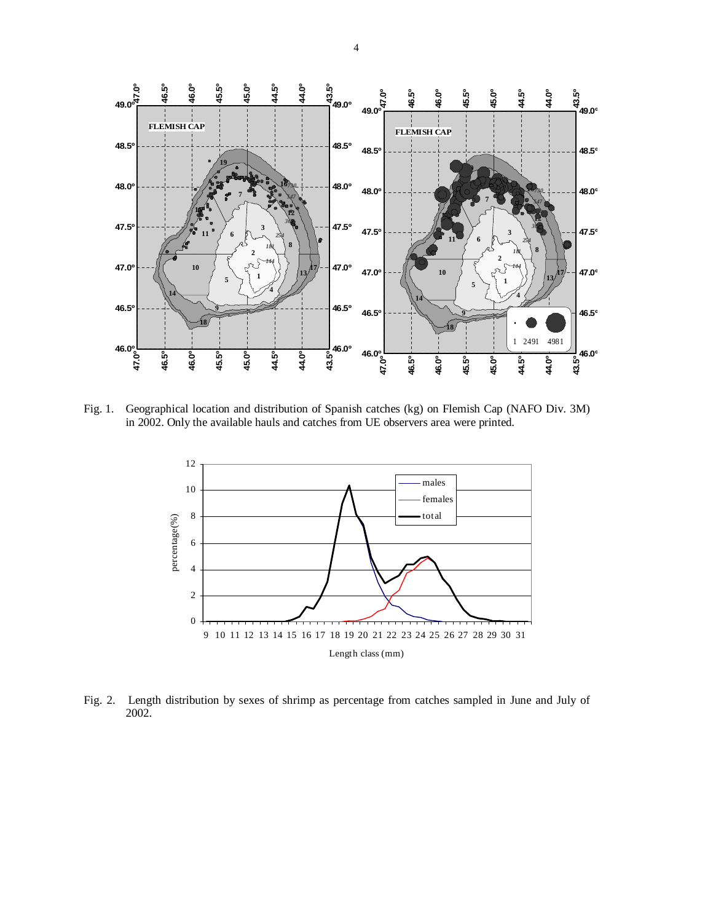FLEMISH CAP

49.0° 48.5° 48.0° 47.5° 47.0° 46.5° 46.0°

47.0° 46.5° 46.0° 45.5° 45.0° 44.5° 44.0° 43.5°

FLEMISH CAP

1 2491 4981

Fig. 1. Geographical location and distribution of Spanish catches (kg) on Flemish Cap (NAFO Div. 3M) in 2002. Only the available hauls and catches from UE observers area were printed.

percentage(%)

0 2 4 6 8 10 12

males

females

total

9 10 11 12 13 14 15 16 17 18 19 20 21 22 23 24 25 26 27 28 29 30 31

Length class (mm)

Fig. 2. Length distribution by sexes of shrimp as percentage from catches sampled in June and July of 2002.